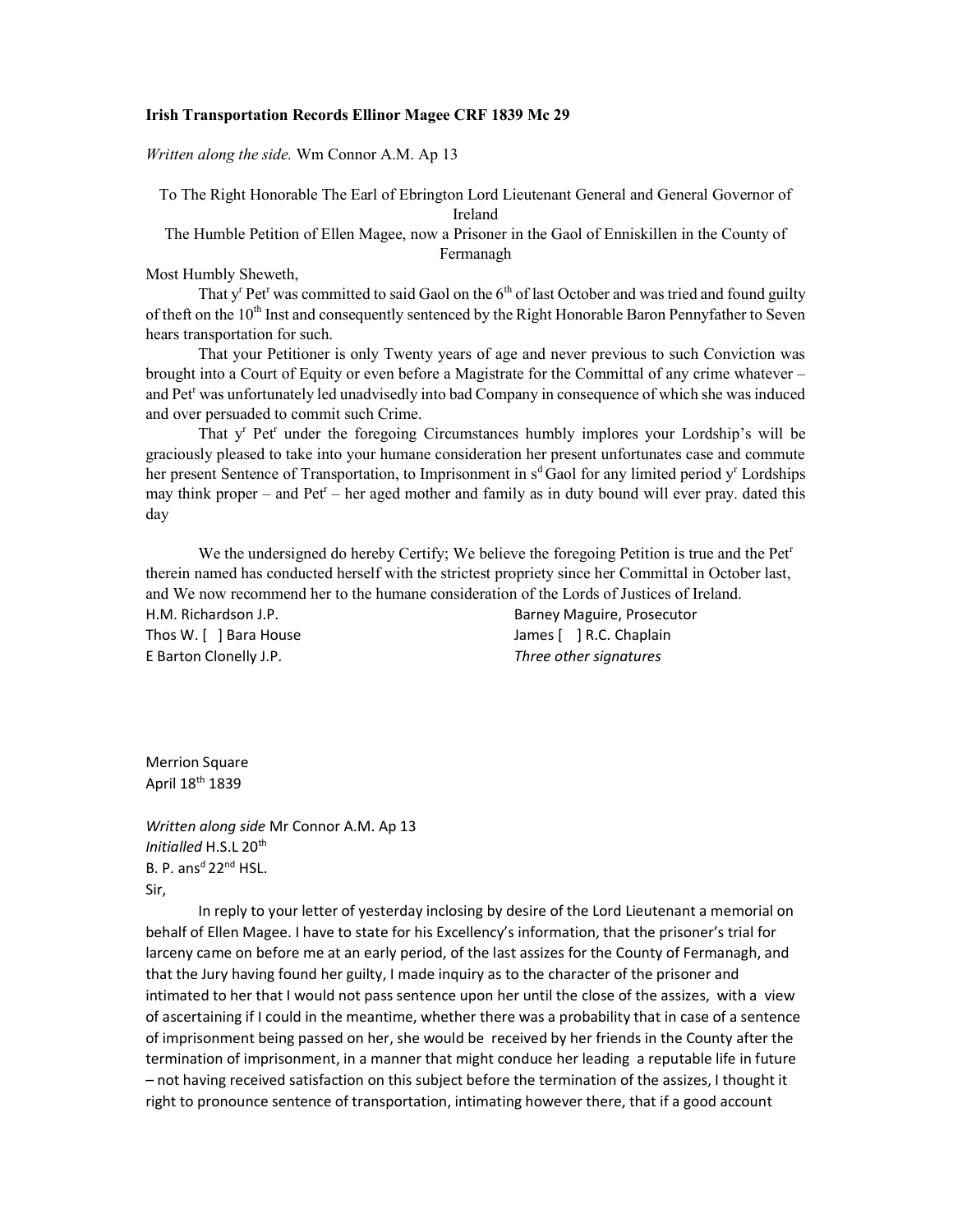**Irish Transportation Records Ellinor Magee CRF 1839 Mc 29**

*Written along the side.* Wm Connor A.M. Ap 13

To The Right Honorable The Earl of Ebrington Lord Lieutenant General and General Governor of Ireland

The Humble Petition of Ellen Magee, now a Prisoner in the Gaol of Enniskillen in the County of Fermanagh

Most Humbly Sheweth,

That y[r] Pet[r] was committed to said Gaol on the 6[th] of last October and was tried and found guilty of theft on the 10[th] Inst and consequently sentenced by the Right Honorable Baron Pennyfather to Seven hears transportation for such.

That your Petitioner is only Twenty years of age and never previous to such Conviction was brought into a Court of Equity or even before a Magistrate for the Committal of any crime whatever – and Pet[r] was unfortunately led unadvisedly into bad Company in consequence of which she was induced and over persuaded to commit such Crime.

That y[r] Pet[r] under the foregoing Circumstances humbly implores your Lordship's will be graciously pleased to take into your humane consideration her present unfortunates case and commute her present Sentence of Transportation, to Imprisonment in s[d] Gaol for any limited period y[r] Lordships may think proper – and Pet[r] – her aged mother and family as in duty bound will ever pray. dated this day

We the undersigned do hereby Certify; We believe the foregoing Petition is true and the Pet[r] therein named has conducted herself with the strictest propriety since her Committal in October last, and We now recommend her to the humane consideration of the Lords of Justices of Ireland.

H.M. Richardson J.P.
Thos W. [ ] Bara House
E Barton Clonelly J.P.
Barney Maguire, Prosecutor
James [ ] R.C. Chaplain
*Three other signatures*

Merrion Square
April 18[th] 1839

*Written along side* Mr Connor A.M. Ap 13
*Initialled* H.S.L 20[th]
B. P. ans[d] 22[nd] HSL.

Sir,

In reply to your letter of yesterday inclosing by desire of the Lord Lieutenant a memorial on behalf of Ellen Magee. I have to state for his Excellency's information, that the prisoner's trial for larceny came on before me at an early period, of the last assizes for the County of Fermanagh, and that the Jury having found her guilty, I made inquiry as to the character of the prisoner and intimated to her that I would not pass sentence upon her until the close of the assizes, with a view of ascertaining if I could in the meantime, whether there was a probability that in case of a sentence of imprisonment being passed on her, she would be received by her friends in the County after the termination of imprisonment, in a manner that might conduce her leading a reputable life in future – not having received satisfaction on this subject before the termination of the assizes, I thought it right to pronounce sentence of transportation, intimating however there, that if a good account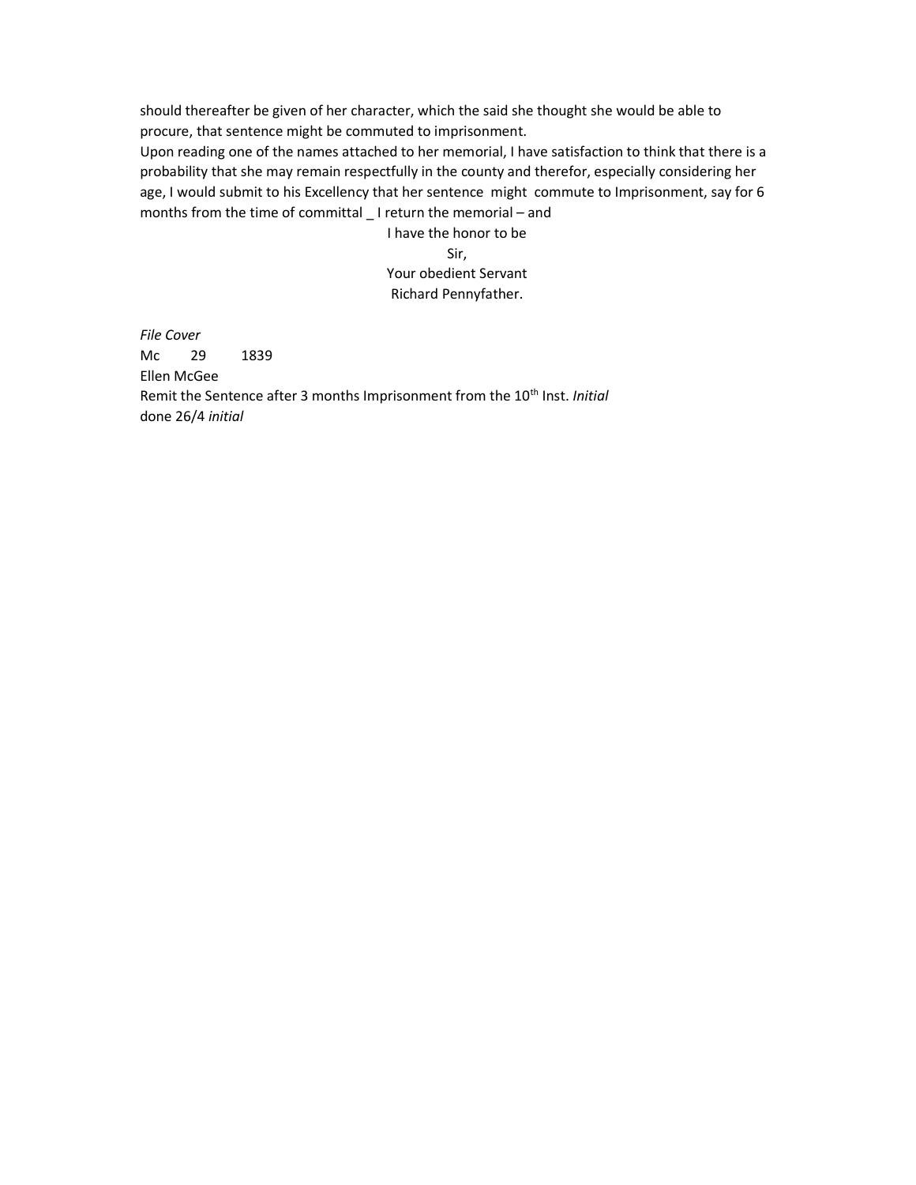should thereafter be given of her character, which the said she thought she would be able to procure, that sentence might be commuted to imprisonment.

Upon reading one of the names attached to her memorial, I have satisfaction to think that there is a probability that she may remain respectfully in the county and therefor, especially considering her age, I would submit to his Excellency that her sentence might commute to Imprisonment, say for 6 months from the time of committal _ I return the memorial – and

I have the honor to be
Sir,
Your obedient Servant
Richard Pennyfather.

*File Cover*

Mc 29 1839

Ellen McGee

Remit the Sentence after 3 months Imprisonment from the 10th Inst. *Initial*

done 26/4 *initial*